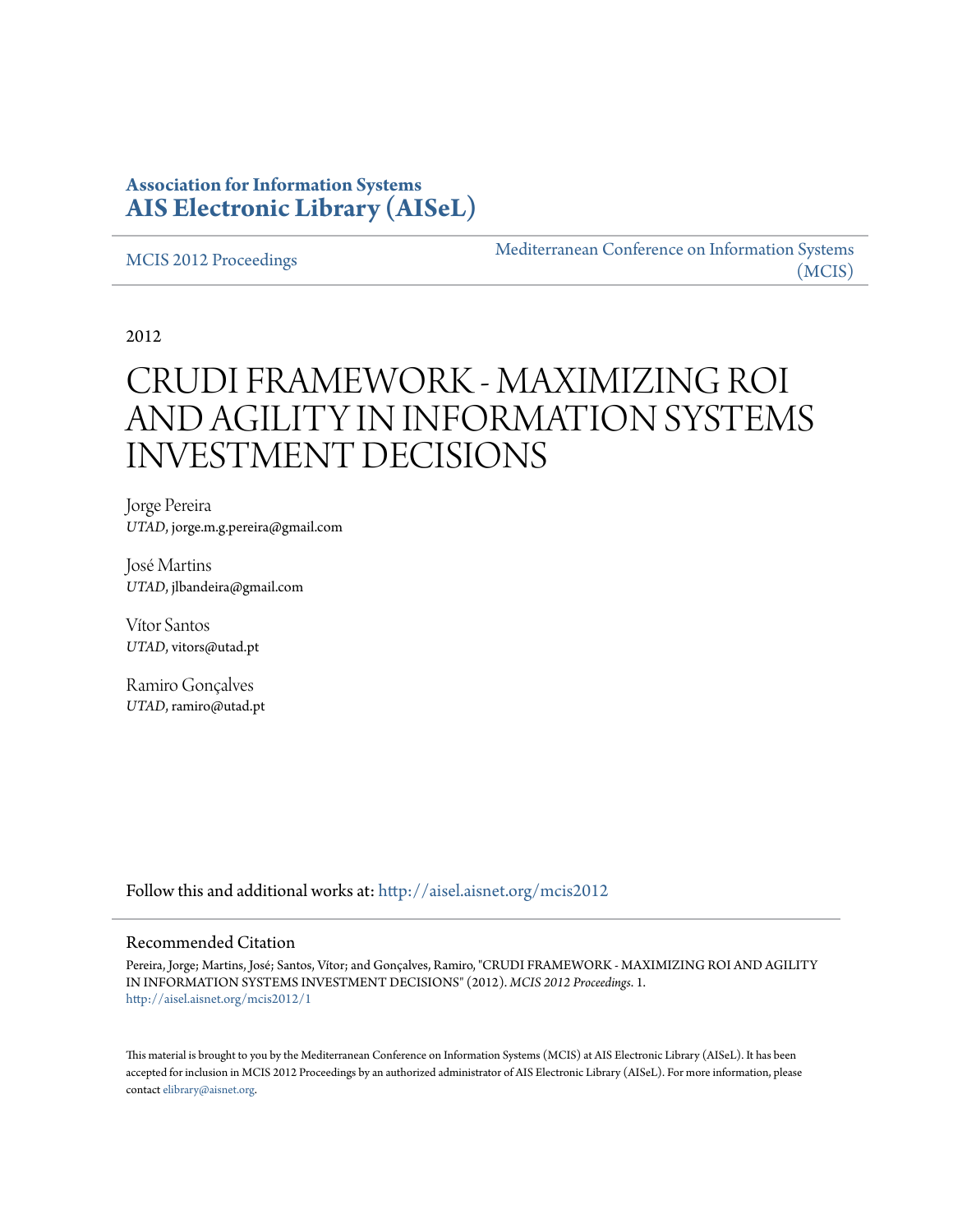**Association for Information Systems**
**AIS Electronic Library (AISeL)**

MCIS 2012 Proceedings

Mediterranean Conference on Information Systems (MCIS)

2012

# CRUDI FRAMEWORK - MAXIMIZING ROI AND AGILITY IN INFORMATION SYSTEMS INVESTMENT DECISIONS

Jorge Pereira
*UTAD*, jorge.m.g.pereira@gmail.com

José Martins
*UTAD*, jlbandeira@gmail.com

Vítor Santos
*UTAD*, vitors@utad.pt

Ramiro Gonçalves
*UTAD*, ramiro@utad.pt

Follow this and additional works at: http://aisel.aisnet.org/mcis2012

## Recommended Citation

Pereira, Jorge; Martins, José; Santos, Vítor; and Gonçalves, Ramiro, "CRUDI FRAMEWORK - MAXIMIZING ROI AND AGILITY IN INFORMATION SYSTEMS INVESTMENT DECISIONS" (2012). *MCIS 2012 Proceedings*. 1.
http://aisel.aisnet.org/mcis2012/1

This material is brought to you by the Mediterranean Conference on Information Systems (MCIS) at AIS Electronic Library (AISeL). It has been accepted for inclusion in MCIS 2012 Proceedings by an authorized administrator of AIS Electronic Library (AISeL). For more information, please contact elibrary@aisnet.org.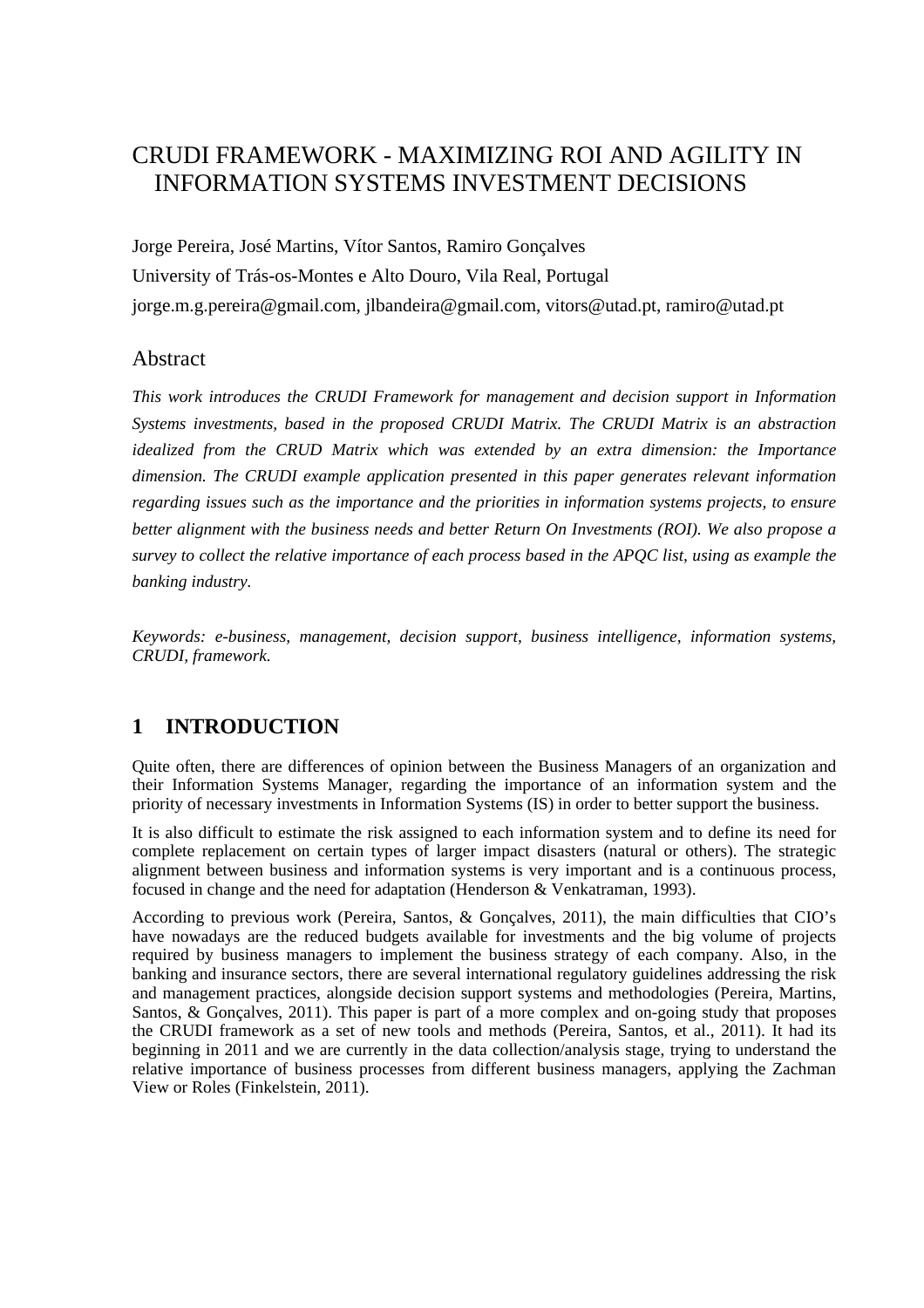# CRUDI FRAMEWORK - MAXIMIZING ROI AND AGILITY IN INFORMATION SYSTEMS INVESTMENT DECISIONS

Jorge Pereira, José Martins, Vítor Santos, Ramiro Gonçalves

University of Trás-os-Montes e Alto Douro, Vila Real, Portugal

jorge.m.g.pereira@gmail.com, jlbandeira@gmail.com, vitors@utad.pt, ramiro@utad.pt

## Abstract

*This work introduces the CRUDI Framework for management and decision support in Information Systems investments, based in the proposed CRUDI Matrix. The CRUDI Matrix is an abstraction idealized from the CRUD Matrix which was extended by an extra dimension: the Importance dimension. The CRUDI example application presented in this paper generates relevant information regarding issues such as the importance and the priorities in information systems projects, to ensure better alignment with the business needs and better Return On Investments (ROI). We also propose a survey to collect the relative importance of each process based in the APQC list, using as example the banking industry.*

*Keywords: e-business, management, decision support, business intelligence, information systems, CRUDI, framework.*

## 1 INTRODUCTION

Quite often, there are differences of opinion between the Business Managers of an organization and their Information Systems Manager, regarding the importance of an information system and the priority of necessary investments in Information Systems (IS) in order to better support the business.

It is also difficult to estimate the risk assigned to each information system and to define its need for complete replacement on certain types of larger impact disasters (natural or others). The strategic alignment between business and information systems is very important and is a continuous process, focused in change and the need for adaptation (Henderson & Venkatraman, 1993).

According to previous work (Pereira, Santos, & Gonçalves, 2011), the main difficulties that CIO's have nowadays are the reduced budgets available for investments and the big volume of projects required by business managers to implement the business strategy of each company. Also, in the banking and insurance sectors, there are several international regulatory guidelines addressing the risk and management practices, alongside decision support systems and methodologies (Pereira, Martins, Santos, & Gonçalves, 2011). This paper is part of a more complex and on-going study that proposes the CRUDI framework as a set of new tools and methods (Pereira, Santos, et al., 2011). It had its beginning in 2011 and we are currently in the data collection/analysis stage, trying to understand the relative importance of business processes from different business managers, applying the Zachman View or Roles (Finkelstein, 2011).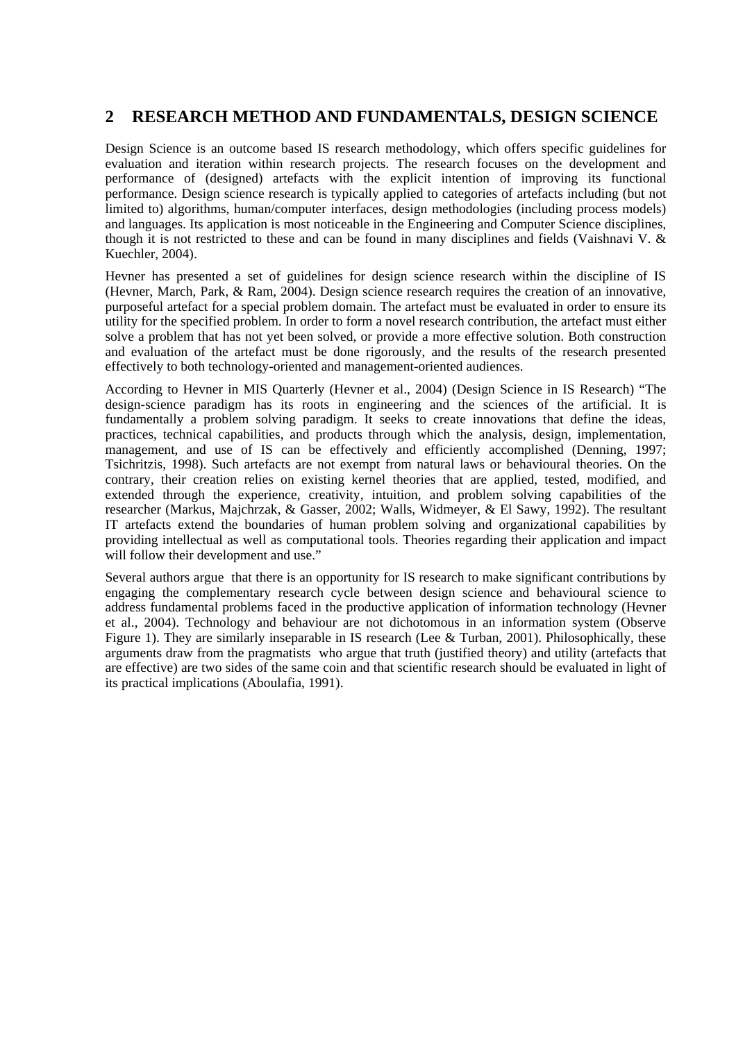## 2 RESEARCH METHOD AND FUNDAMENTALS, DESIGN SCIENCE

Design Science is an outcome based IS research methodology, which offers specific guidelines for evaluation and iteration within research projects. The research focuses on the development and performance of (designed) artefacts with the explicit intention of improving its functional performance. Design science research is typically applied to categories of artefacts including (but not limited to) algorithms, human/computer interfaces, design methodologies (including process models) and languages. Its application is most noticeable in the Engineering and Computer Science disciplines, though it is not restricted to these and can be found in many disciplines and fields (Vaishnavi V. & Kuechler, 2004).

Hevner has presented a set of guidelines for design science research within the discipline of IS (Hevner, March, Park, & Ram, 2004). Design science research requires the creation of an innovative, purposeful artefact for a special problem domain. The artefact must be evaluated in order to ensure its utility for the specified problem. In order to form a novel research contribution, the artefact must either solve a problem that has not yet been solved, or provide a more effective solution. Both construction and evaluation of the artefact must be done rigorously, and the results of the research presented effectively to both technology-oriented and management-oriented audiences.

According to Hevner in MIS Quarterly (Hevner et al., 2004) (Design Science in IS Research) "The design-science paradigm has its roots in engineering and the sciences of the artificial. It is fundamentally a problem solving paradigm. It seeks to create innovations that define the ideas, practices, technical capabilities, and products through which the analysis, design, implementation, management, and use of IS can be effectively and efficiently accomplished (Denning, 1997; Tsichritzis, 1998). Such artefacts are not exempt from natural laws or behavioural theories. On the contrary, their creation relies on existing kernel theories that are applied, tested, modified, and extended through the experience, creativity, intuition, and problem solving capabilities of the researcher (Markus, Majchrzak, & Gasser, 2002; Walls, Widmeyer, & El Sawy, 1992). The resultant IT artefacts extend the boundaries of human problem solving and organizational capabilities by providing intellectual as well as computational tools. Theories regarding their application and impact will follow their development and use."

Several authors argue that there is an opportunity for IS research to make significant contributions by engaging the complementary research cycle between design science and behavioural science to address fundamental problems faced in the productive application of information technology (Hevner et al., 2004). Technology and behaviour are not dichotomous in an information system (Observe Figure 1). They are similarly inseparable in IS research (Lee & Turban, 2001). Philosophically, these arguments draw from the pragmatists who argue that truth (justified theory) and utility (artefacts that are effective) are two sides of the same coin and that scientific research should be evaluated in light of its practical implications (Aboulafia, 1991).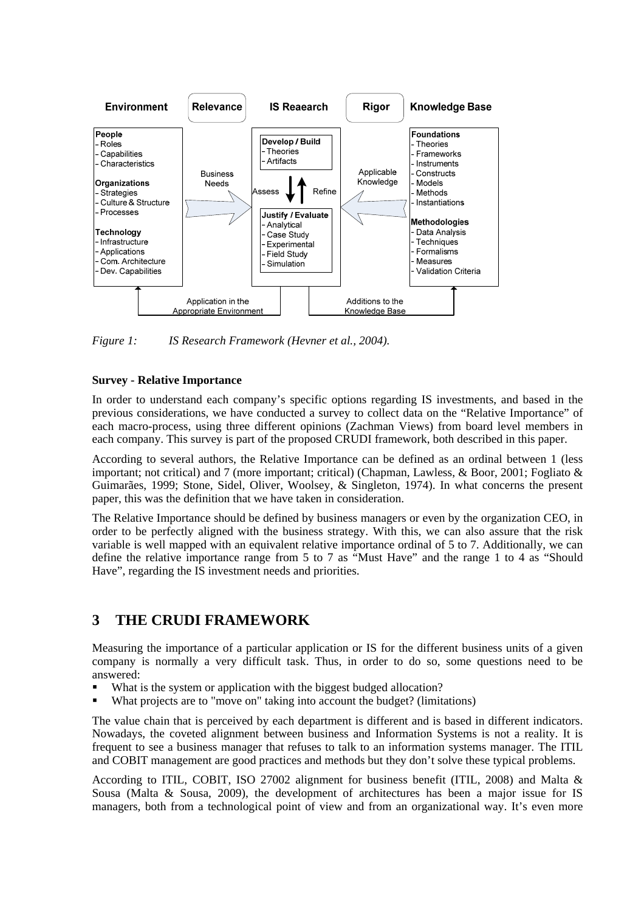| Environment | Relevance | IS Reaearch | Rigor | Knowledge Base |
|---|---|---|---|---|
| **People**<br>- Roles<br>- Capabilities<br>- Characteristics<br>**Organizations**<br>- Strategies<br>- Culture & Structure<br>- Processes<br>**Technology**<br>- Infrastructure<br>- Applications<br>- Com. Architecture<br>- Dev. Capabilities | Business Needs → | **Develop / Build**<br>- Theories<br>- Artifacts<br>Assess ↓ ↑ Refine<br>**Justify / Evaluate**<br>- Analytical<br>- Case Study<br>- Experimental<br>- Field Study<br>- Simulation | ← Applicable Knowledge | **Foundations**<br>- Theories<br>- Frameworks<br>- Instruments<br>- Constructs<br>- Models<br>- Methods<br>- Instantiations<br>**Methodologies**<br>- Data Analysis<br>- Techniques<br>- Formalisms<br>- Measures<br>- Validation Criteria |
| ↑ Application in the Appropriate Environment | | | Additions to the Knowledge Base ↑ | |

*Figure 1: IS Research Framework (Hevner et al., 2004).*

**Survey - Relative Importance**

In order to understand each company's specific options regarding IS investments, and based in the previous considerations, we have conducted a survey to collect data on the "Relative Importance" of each macro-process, using three different opinions (Zachman Views) from board level members in each company. This survey is part of the proposed CRUDI framework, both described in this paper.

According to several authors, the Relative Importance can be defined as an ordinal between 1 (less important; not critical) and 7 (more important; critical) (Chapman, Lawless, & Boor, 2001; Fogliato & Guimarães, 1999; Stone, Sidel, Oliver, Woolsey, & Singleton, 1974). In what concerns the present paper, this was the definition that we have taken in consideration.

The Relative Importance should be defined by business managers or even by the organization CEO, in order to be perfectly aligned with the business strategy. With this, we can also assure that the risk variable is well mapped with an equivalent relative importance ordinal of 5 to 7. Additionally, we can define the relative importance range from 5 to 7 as "Must Have" and the range 1 to 4 as "Should Have", regarding the IS investment needs and priorities.

## 3 THE CRUDI FRAMEWORK

Measuring the importance of a particular application or IS for the different business units of a given company is normally a very difficult task. Thus, in order to do so, some questions need to be answered:

- What is the system or application with the biggest budged allocation?
- What projects are to "move on" taking into account the budget? (limitations)

The value chain that is perceived by each department is different and is based in different indicators. Nowadays, the coveted alignment between business and Information Systems is not a reality. It is frequent to see a business manager that refuses to talk to an information systems manager. The ITIL and COBIT management are good practices and methods but they don't solve these typical problems.

According to ITIL, COBIT, ISO 27002 alignment for business benefit (ITIL, 2008) and Malta & Sousa (Malta & Sousa, 2009), the development of architectures has been a major issue for IS managers, both from a technological point of view and from an organizational way. It's even more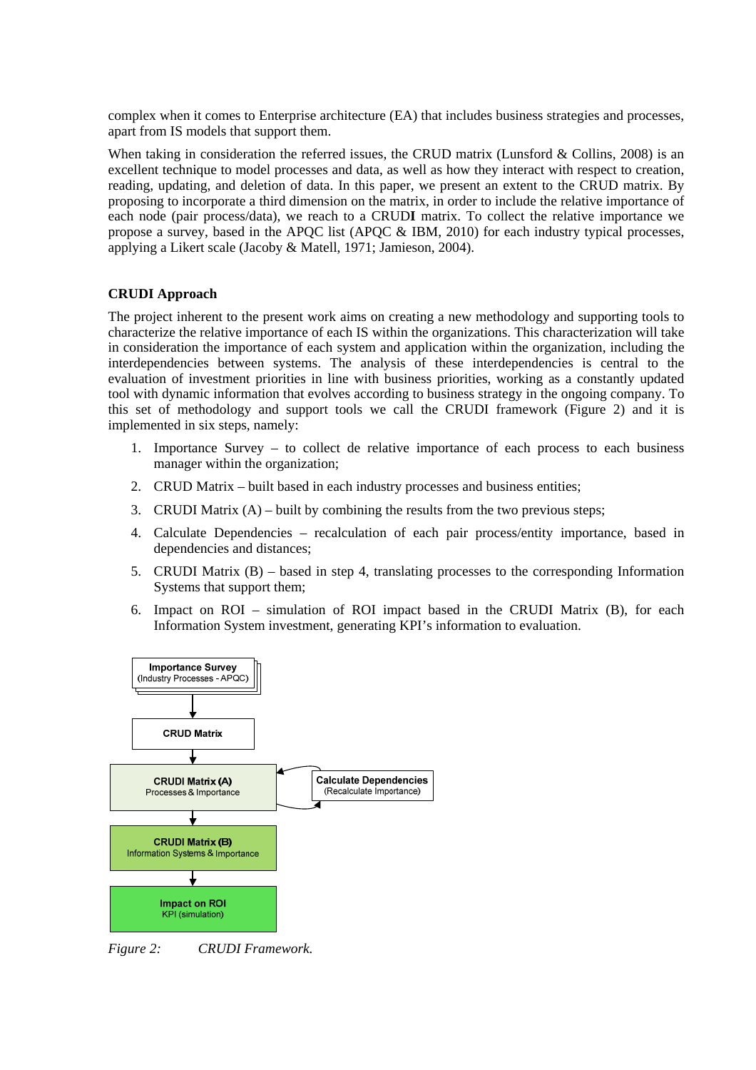complex when it comes to Enterprise architecture (EA) that includes business strategies and processes, apart from IS models that support them.

When taking in consideration the referred issues, the CRUD matrix (Lunsford & Collins, 2008) is an excellent technique to model processes and data, as well as how they interact with respect to creation, reading, updating, and deletion of data. In this paper, we present an extent to the CRUD matrix. By proposing to incorporate a third dimension on the matrix, in order to include the relative importance of each node (pair process/data), we reach to a CRUD**I** matrix. To collect the relative importance we propose a survey, based in the APQC list (APQC & IBM, 2010) for each industry typical processes, applying a Likert scale (Jacoby & Matell, 1971; Jamieson, 2004).

## CRUDI Approach

The project inherent to the present work aims on creating a new methodology and supporting tools to characterize the relative importance of each IS within the organizations. This characterization will take in consideration the importance of each system and application within the organization, including the interdependencies between systems. The analysis of these interdependencies is central to the evaluation of investment priorities in line with business priorities, working as a constantly updated tool with dynamic information that evolves according to business strategy in the ongoing company. To this set of methodology and support tools we call the CRUDI framework (Figure 2) and it is implemented in six steps, namely:

1. Importance Survey – to collect de relative importance of each process to each business manager within the organization;
2. CRUD Matrix – built based in each industry processes and business entities;
3. CRUDI Matrix (A) – built by combining the results from the two previous steps;
4. Calculate Dependencies – recalculation of each pair process/entity importance, based in dependencies and distances;
5. CRUDI Matrix (B) – based in step 4, translating processes to the corresponding Information Systems that support them;
6. Impact on ROI – simulation of ROI impact based in the CRUDI Matrix (B), for each Information System investment, generating KPI's information to evaluation.

**Importance Survey** (Industry Processes - APQC)
↓
**CRUD Matrix**
↓
**CRUDI Matrix (A)** Processes & Importance ⇄ **Calculate Dependencies** (Recalculate Importance)
↓
**CRUDI Matrix (B)** Information Systems & Importance
↓
**Impact on ROI** KPI (simulation)

*Figure 2: CRUDI Framework.*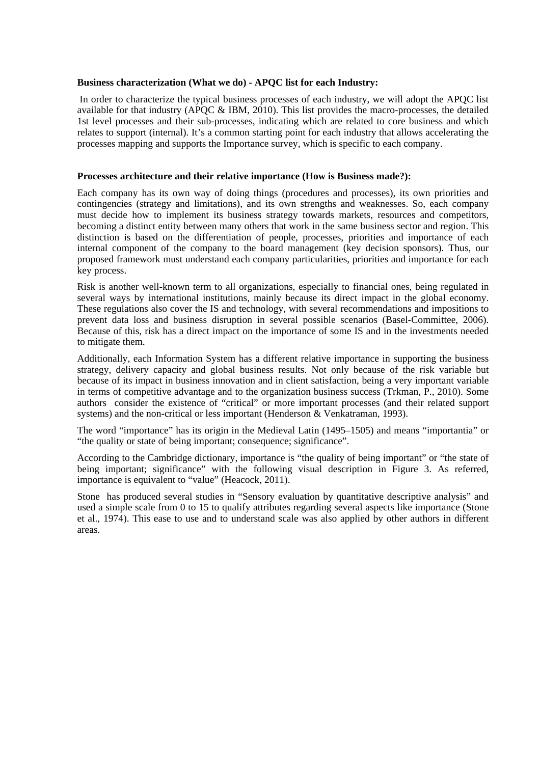**Business characterization (What we do) - APQC list for each Industry:**

In order to characterize the typical business processes of each industry, we will adopt the APQC list available for that industry (APQC & IBM, 2010). This list provides the macro-processes, the detailed 1st level processes and their sub-processes, indicating which are related to core business and which relates to support (internal). It's a common starting point for each industry that allows accelerating the processes mapping and supports the Importance survey, which is specific to each company.

**Processes architecture and their relative importance (How is Business made?):**

Each company has its own way of doing things (procedures and processes), its own priorities and contingencies (strategy and limitations), and its own strengths and weaknesses. So, each company must decide how to implement its business strategy towards markets, resources and competitors, becoming a distinct entity between many others that work in the same business sector and region. This distinction is based on the differentiation of people, processes, priorities and importance of each internal component of the company to the board management (key decision sponsors). Thus, our proposed framework must understand each company particularities, priorities and importance for each key process.

Risk is another well-known term to all organizations, especially to financial ones, being regulated in several ways by international institutions, mainly because its direct impact in the global economy. These regulations also cover the IS and technology, with several recommendations and impositions to prevent data loss and business disruption in several possible scenarios (Basel-Committee, 2006). Because of this, risk has a direct impact on the importance of some IS and in the investments needed to mitigate them.

Additionally, each Information System has a different relative importance in supporting the business strategy, delivery capacity and global business results. Not only because of the risk variable but because of its impact in business innovation and in client satisfaction, being a very important variable in terms of competitive advantage and to the organization business success (Trkman, P., 2010). Some authors consider the existence of "critical" or more important processes (and their related support systems) and the non-critical or less important (Henderson & Venkatraman, 1993).

The word "importance" has its origin in the Medieval Latin (1495–1505) and means "importantia" or "the quality or state of being important; consequence; significance".

According to the Cambridge dictionary, importance is "the quality of being important" or "the state of being important; significance" with the following visual description in Figure 3. As referred, importance is equivalent to "value" (Heacock, 2011).

Stone has produced several studies in "Sensory evaluation by quantitative descriptive analysis" and used a simple scale from 0 to 15 to qualify attributes regarding several aspects like importance (Stone et al., 1974). This ease to use and to understand scale was also applied by other authors in different areas.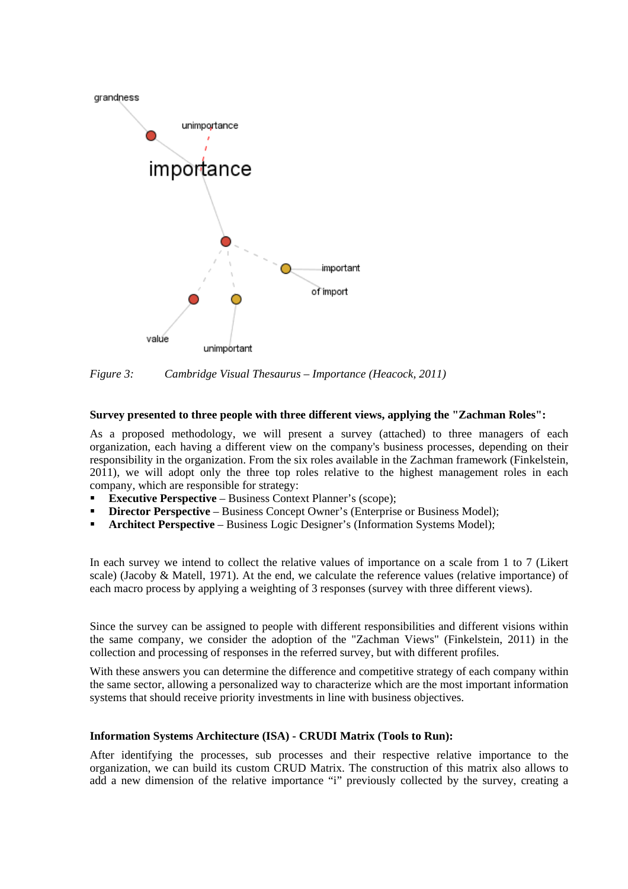*Figure 3: Cambridge Visual Thesaurus – Importance (Heacock, 2011)*

**Survey presented to three people with three different views, applying the "Zachman Roles":**

As a proposed methodology, we will present a survey (attached) to three managers of each organization, each having a different view on the company's business processes, depending on their responsibility in the organization. From the six roles available in the Zachman framework (Finkelstein, 2011), we will adopt only the three top roles relative to the highest management roles in each company, which are responsible for strategy:

- **Executive Perspective** – Business Context Planner's (scope);
- **Director Perspective** – Business Concept Owner's (Enterprise or Business Model);
- **Architect Perspective** – Business Logic Designer's (Information Systems Model);

In each survey we intend to collect the relative values of importance on a scale from 1 to 7 (Likert scale) (Jacoby & Matell, 1971). At the end, we calculate the reference values (relative importance) of each macro process by applying a weighting of 3 responses (survey with three different views).

Since the survey can be assigned to people with different responsibilities and different visions within the same company, we consider the adoption of the "Zachman Views" (Finkelstein, 2011) in the collection and processing of responses in the referred survey, but with different profiles.

With these answers you can determine the difference and competitive strategy of each company within the same sector, allowing a personalized way to characterize which are the most important information systems that should receive priority investments in line with business objectives.

**Information Systems Architecture (ISA) - CRUDI Matrix (Tools to Run):**

After identifying the processes, sub processes and their respective relative importance to the organization, we can build its custom CRUD Matrix. The construction of this matrix also allows to add a new dimension of the relative importance "i" previously collected by the survey, creating a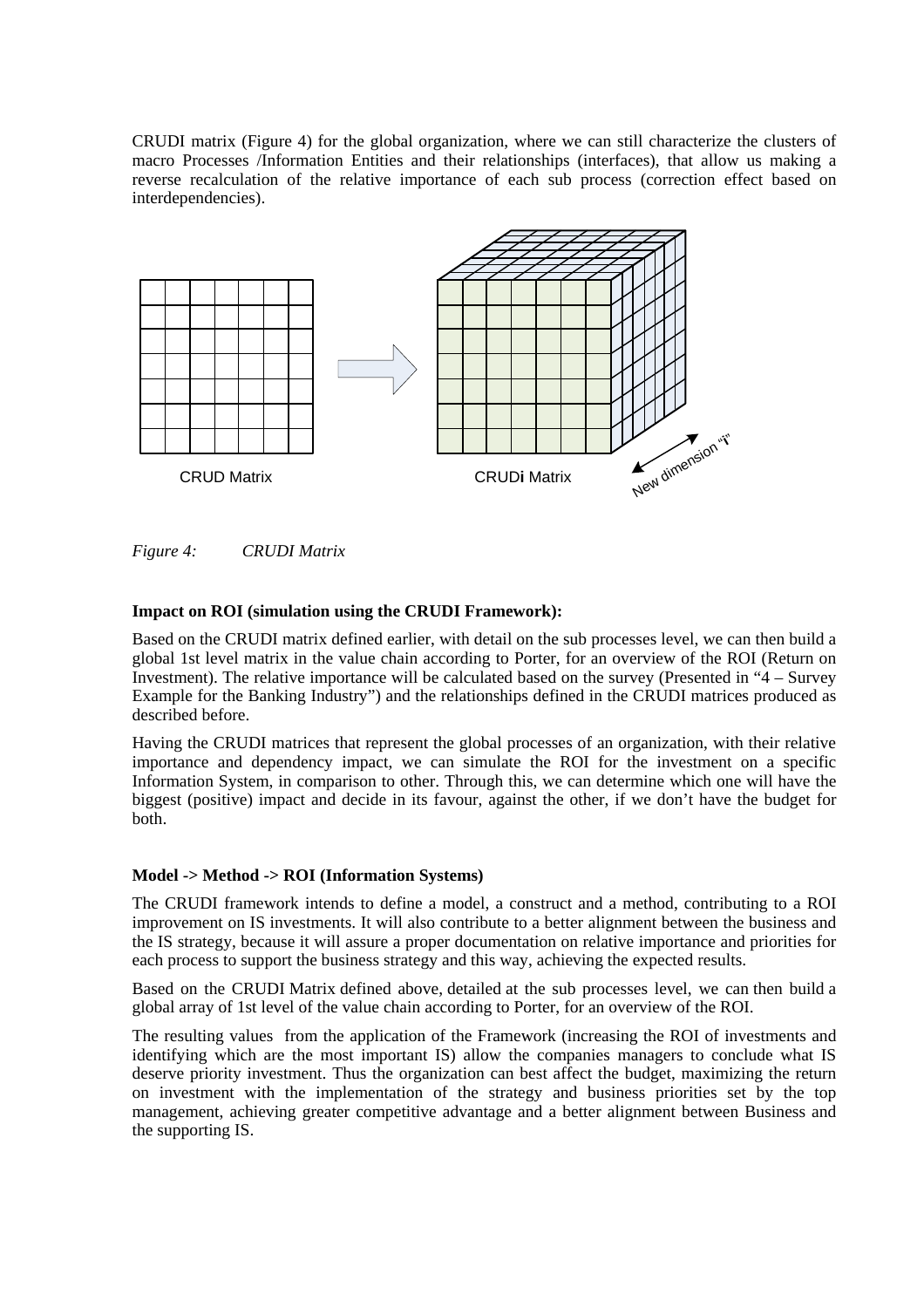CRUDI matrix (Figure 4) for the global organization, where we can still characterize the clusters of macro Processes /Information Entities and their relationships (interfaces), that allow us making a reverse recalculation of the relative importance of each sub process (correction effect based on interdependencies).

CRUD Matrix

CRUD**i** Matrix

New dimension "**i**"

*Figure 4: CRUDI Matrix*

**Impact on ROI (simulation using the CRUDI Framework):**

Based on the CRUDI matrix defined earlier, with detail on the sub processes level, we can then build a global 1st level matrix in the value chain according to Porter, for an overview of the ROI (Return on Investment). The relative importance will be calculated based on the survey (Presented in "4 – Survey Example for the Banking Industry") and the relationships defined in the CRUDI matrices produced as described before.

Having the CRUDI matrices that represent the global processes of an organization, with their relative importance and dependency impact, we can simulate the ROI for the investment on a specific Information System, in comparison to other. Through this, we can determine which one will have the biggest (positive) impact and decide in its favour, against the other, if we don't have the budget for both.

**Model -> Method -> ROI (Information Systems)**

The CRUDI framework intends to define a model, a construct and a method, contributing to a ROI improvement on IS investments. It will also contribute to a better alignment between the business and the IS strategy, because it will assure a proper documentation on relative importance and priorities for each process to support the business strategy and this way, achieving the expected results.

Based on the CRUDI Matrix defined above, detailed at the sub processes level, we can then build a global array of 1st level of the value chain according to Porter, for an overview of the ROI.

The resulting values from the application of the Framework (increasing the ROI of investments and identifying which are the most important IS) allow the companies managers to conclude what IS deserve priority investment. Thus the organization can best affect the budget, maximizing the return on investment with the implementation of the strategy and business priorities set by the top management, achieving greater competitive advantage and a better alignment between Business and the supporting IS.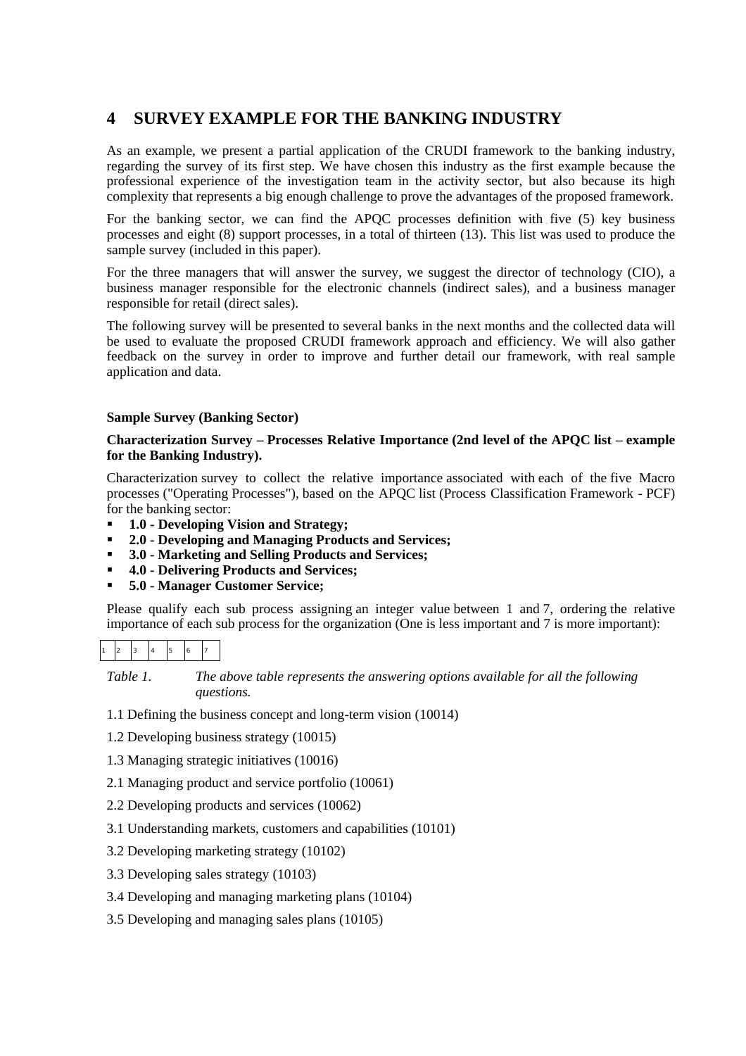# 4 SURVEY EXAMPLE FOR THE BANKING INDUSTRY

As an example, we present a partial application of the CRUDI framework to the banking industry, regarding the survey of its first step. We have chosen this industry as the first example because the professional experience of the investigation team in the activity sector, but also because its high complexity that represents a big enough challenge to prove the advantages of the proposed framework.

For the banking sector, we can find the APQC processes definition with five (5) key business processes and eight (8) support processes, in a total of thirteen (13). This list was used to produce the sample survey (included in this paper).

For the three managers that will answer the survey, we suggest the director of technology (CIO), a business manager responsible for the electronic channels (indirect sales), and a business manager responsible for retail (direct sales).

The following survey will be presented to several banks in the next months and the collected data will be used to evaluate the proposed CRUDI framework approach and efficiency. We will also gather feedback on the survey in order to improve and further detail our framework, with real sample application and data.

**Sample Survey (Banking Sector)**

**Characterization Survey – Processes Relative Importance (2nd level of the APQC list – example for the Banking Industry).**

Characterization survey to collect the relative importance associated with each of the five Macro processes ("Operating Processes"), based on the APQC list (Process Classification Framework - PCF) for the banking sector:

- **1.0 - Developing Vision and Strategy;**
- **2.0 - Developing and Managing Products and Services;**
- **3.0 - Marketing and Selling Products and Services;**
- **4.0 - Delivering Products and Services;**
- **5.0 - Manager Customer Service;**

Please qualify each sub process assigning an integer value between 1 and 7, ordering the relative importance of each sub process for the organization (One is less important and 7 is more important):

| 1 | 2 | 3 | 4 | 5 | 6 | 7 |
|---|---|---|---|---|---|---|

*Table 1. The above table represents the answering options available for all the following questions.*

1.1 Defining the business concept and long-term vision (10014)

1.2 Developing business strategy (10015)

1.3 Managing strategic initiatives (10016)

2.1 Managing product and service portfolio (10061)

2.2 Developing products and services (10062)

3.1 Understanding markets, customers and capabilities (10101)

3.2 Developing marketing strategy (10102)

3.3 Developing sales strategy (10103)

3.4 Developing and managing marketing plans (10104)

3.5 Developing and managing sales plans (10105)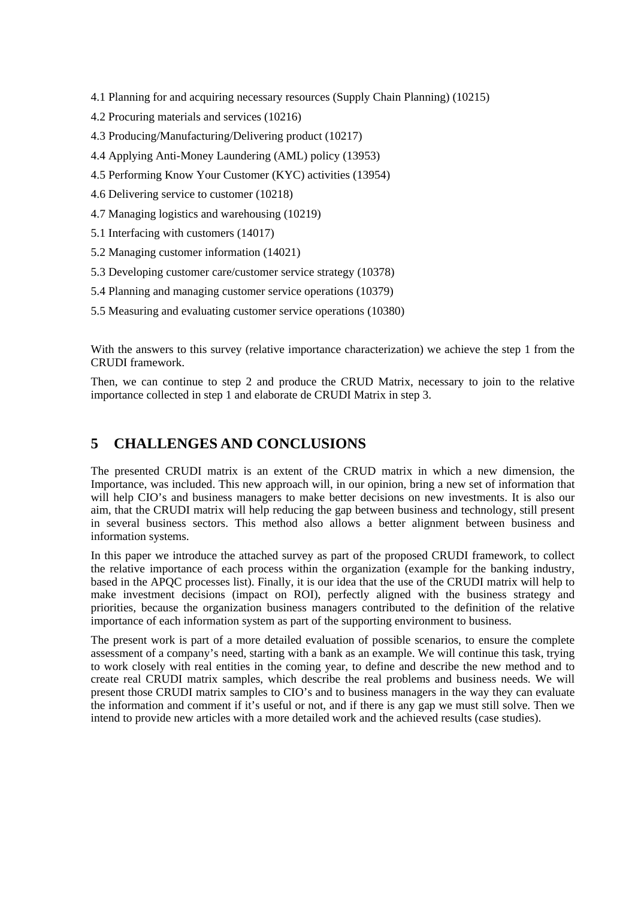4.1 Planning for and acquiring necessary resources (Supply Chain Planning) (10215)

4.2 Procuring materials and services (10216)

4.3 Producing/Manufacturing/Delivering product (10217)

4.4 Applying Anti-Money Laundering (AML) policy (13953)

4.5 Performing Know Your Customer (KYC) activities (13954)

4.6 Delivering service to customer (10218)

4.7 Managing logistics and warehousing (10219)

5.1 Interfacing with customers (14017)

5.2 Managing customer information (14021)

5.3 Developing customer care/customer service strategy (10378)

5.4 Planning and managing customer service operations (10379)

5.5 Measuring and evaluating customer service operations (10380)

With the answers to this survey (relative importance characterization) we achieve the step 1 from the CRUDI framework.

Then, we can continue to step 2 and produce the CRUD Matrix, necessary to join to the relative importance collected in step 1 and elaborate de CRUDI Matrix in step 3.

## 5 CHALLENGES AND CONCLUSIONS

The presented CRUDI matrix is an extent of the CRUD matrix in which a new dimension, the Importance, was included. This new approach will, in our opinion, bring a new set of information that will help CIO's and business managers to make better decisions on new investments. It is also our aim, that the CRUDI matrix will help reducing the gap between business and technology, still present in several business sectors. This method also allows a better alignment between business and information systems.

In this paper we introduce the attached survey as part of the proposed CRUDI framework, to collect the relative importance of each process within the organization (example for the banking industry, based in the APQC processes list). Finally, it is our idea that the use of the CRUDI matrix will help to make investment decisions (impact on ROI), perfectly aligned with the business strategy and priorities, because the organization business managers contributed to the definition of the relative importance of each information system as part of the supporting environment to business.

The present work is part of a more detailed evaluation of possible scenarios, to ensure the complete assessment of a company's need, starting with a bank as an example. We will continue this task, trying to work closely with real entities in the coming year, to define and describe the new method and to create real CRUDI matrix samples, which describe the real problems and business needs. We will present those CRUDI matrix samples to CIO's and to business managers in the way they can evaluate the information and comment if it's useful or not, and if there is any gap we must still solve. Then we intend to provide new articles with a more detailed work and the achieved results (case studies).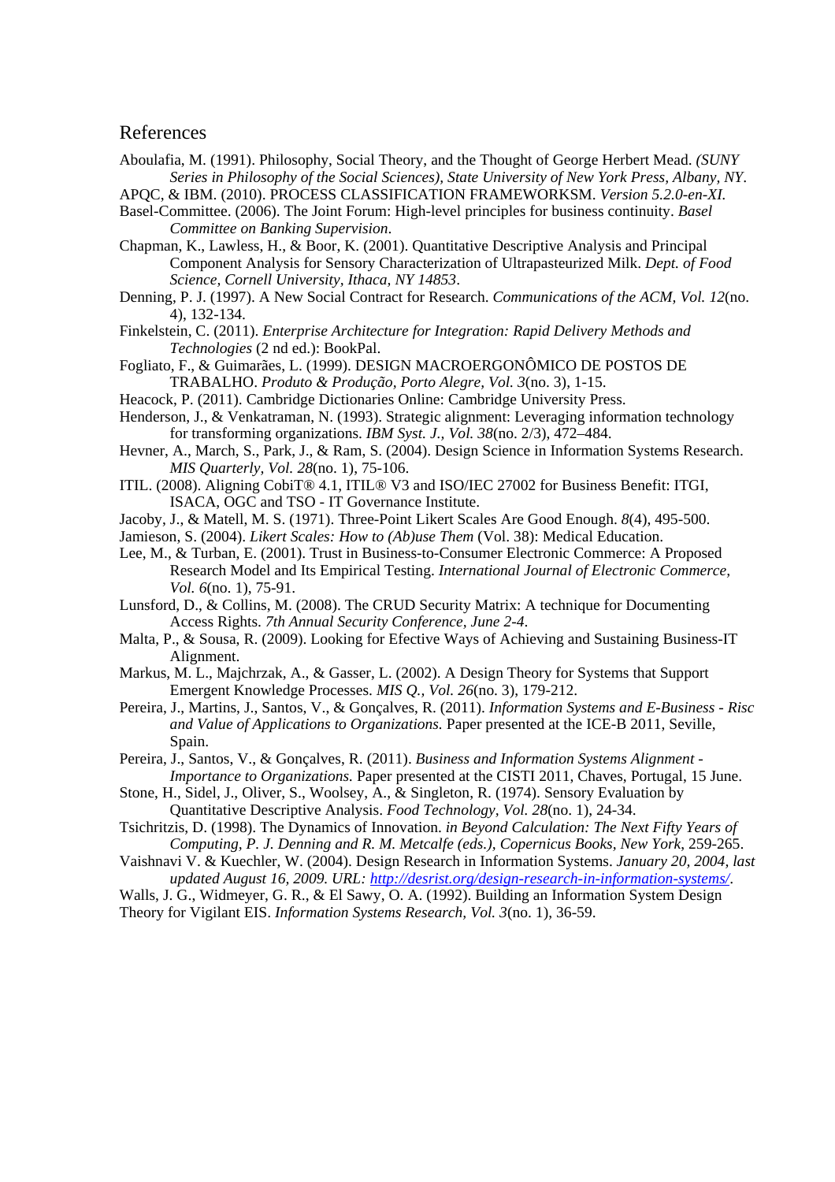## References

Aboulafia, M. (1991). Philosophy, Social Theory, and the Thought of George Herbert Mead. *(SUNY Series in Philosophy of the Social Sciences), State University of New York Press, Albany, NY.*

APQC, & IBM. (2010). PROCESS CLASSIFICATION FRAMEWORKSM. *Version 5.2.0-en-XI.*

Basel-Committee. (2006). The Joint Forum: High-level principles for business continuity. *Basel Committee on Banking Supervision.*

Chapman, K., Lawless, H., & Boor, K. (2001). Quantitative Descriptive Analysis and Principal Component Analysis for Sensory Characterization of Ultrapasteurized Milk. *Dept. of Food Science, Cornell University, Ithaca, NY 14853.*

Denning, P. J. (1997). A New Social Contract for Research. *Communications of the ACM, Vol. 12*(no. 4), 132-134.

Finkelstein, C. (2011). *Enterprise Architecture for Integration: Rapid Delivery Methods and Technologies* (2 nd ed.): BookPal.

Fogliato, F., & Guimarães, L. (1999). DESIGN MACROERGONÔMICO DE POSTOS DE TRABALHO. *Produto & Produção, Porto Alegre, Vol. 3*(no. 3), 1-15.

Heacock, P. (2011). Cambridge Dictionaries Online: Cambridge University Press.

Henderson, J., & Venkatraman, N. (1993). Strategic alignment: Leveraging information technology for transforming organizations. *IBM Syst. J., Vol. 38*(no. 2/3), 472–484.

Hevner, A., March, S., Park, J., & Ram, S. (2004). Design Science in Information Systems Research. *MIS Quarterly, Vol. 28*(no. 1), 75-106.

ITIL. (2008). Aligning CobiT® 4.1, ITIL® V3 and ISO/IEC 27002 for Business Benefit: ITGI, ISACA, OGC and TSO - IT Governance Institute.

Jacoby, J., & Matell, M. S. (1971). Three-Point Likert Scales Are Good Enough. *8*(4), 495-500.

Jamieson, S. (2004). *Likert Scales: How to (Ab)use Them* (Vol. 38): Medical Education.

Lee, M., & Turban, E. (2001). Trust in Business-to-Consumer Electronic Commerce: A Proposed Research Model and Its Empirical Testing. *International Journal of Electronic Commerce, Vol. 6*(no. 1), 75-91.

Lunsford, D., & Collins, M. (2008). The CRUD Security Matrix: A technique for Documenting Access Rights. *7th Annual Security Conference, June 2-4*.

Malta, P., & Sousa, R. (2009). Looking for Efective Ways of Achieving and Sustaining Business-IT Alignment.

Markus, M. L., Majchrzak, A., & Gasser, L. (2002). A Design Theory for Systems that Support Emergent Knowledge Processes. *MIS Q., Vol. 26*(no. 3), 179-212.

Pereira, J., Martins, J., Santos, V., & Gonçalves, R. (2011). *Information Systems and E-Business - Risc and Value of Applications to Organizations.* Paper presented at the ICE-B 2011, Seville, Spain.

Pereira, J., Santos, V., & Gonçalves, R. (2011). *Business and Information Systems Alignment - Importance to Organizations.* Paper presented at the CISTI 2011, Chaves, Portugal, 15 June.

Stone, H., Sidel, J., Oliver, S., Woolsey, A., & Singleton, R. (1974). Sensory Evaluation by Quantitative Descriptive Analysis. *Food Technology, Vol. 28*(no. 1), 24-34.

Tsichritzis, D. (1998). The Dynamics of Innovation. *in Beyond Calculation: The Next Fifty Years of Computing, P. J. Denning and R. M. Metcalfe (eds.), Copernicus Books, New York*, 259-265.

Vaishnavi V. & Kuechler, W. (2004). Design Research in Information Systems. *January 20, 2004, last updated August 16, 2009. URL: http://desrist.org/design-research-in-information-systems/*.

Walls, J. G., Widmeyer, G. R., & El Sawy, O. A. (1992). Building an Information System Design Theory for Vigilant EIS. *Information Systems Research, Vol. 3*(no. 1), 36-59.